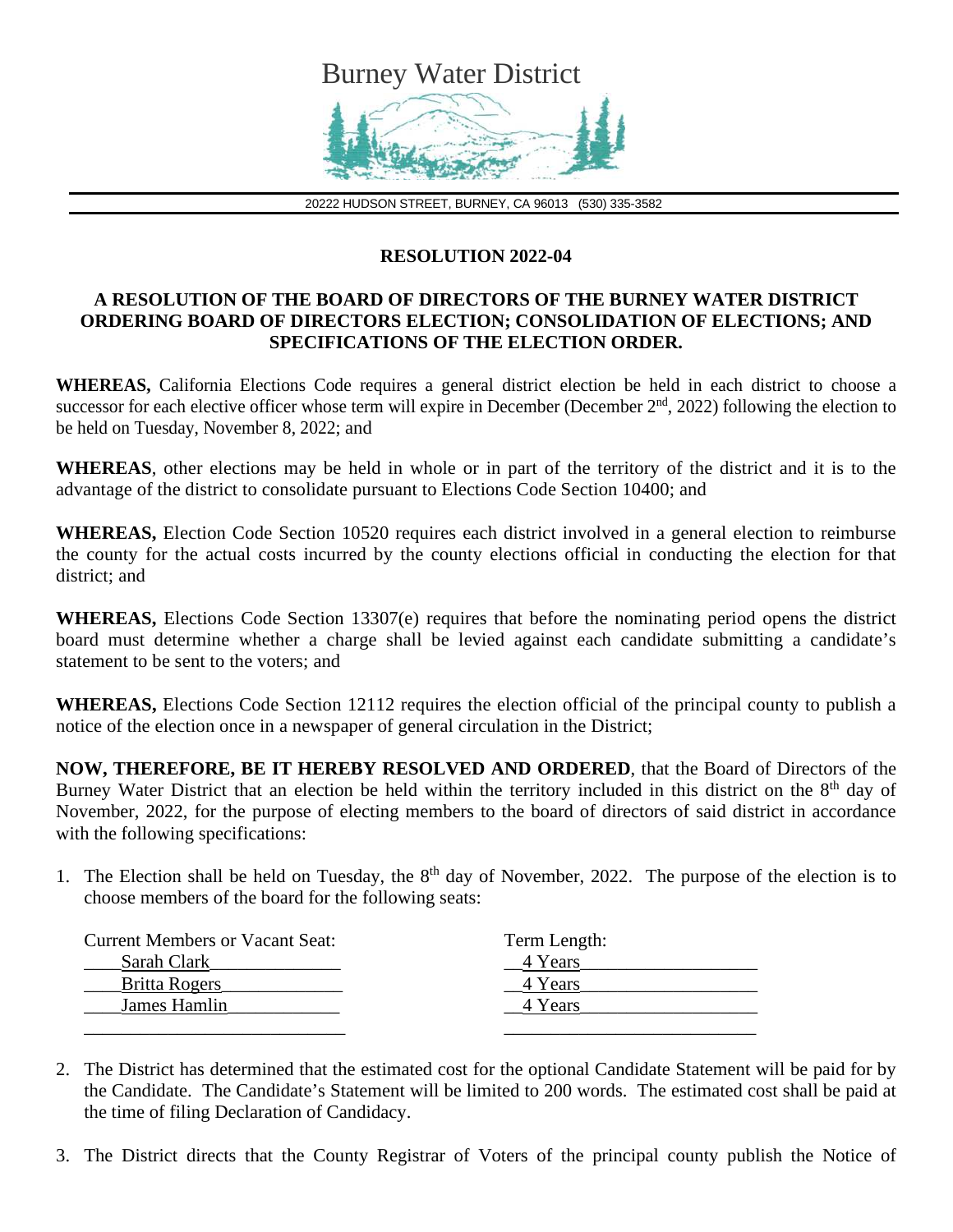# Burney Water District

20222 HUDSON STREET, BURNEY, CA 96013 (530) 335-3582

## RESOLUTION 2022-04

### A RESOLUTION OF THE BOARD OF DIRECTORS OF THE BURNEY WATER DISTRICT ORDERING BOARD OF DIRECTORS ELECTION; CONSOLIDATION OF ELECTIONS; AND SPECIFICATIONS OF THE ELECTION ORDER.

**WHEREAS,** California Elections Code requires a general district election be held in each district to choose a successor for each elective officer whose term will expire in December (December 2nd, 2022) following the election to be held on Tuesday, November 8, 2022; and

**WHEREAS**, other elections may be held in whole or in part of the territory of the district and it is to the advantage of the district to consolidate pursuant to Elections Code Section 10400; and

**WHEREAS,** Election Code Section 10520 requires each district involved in a general election to reimburse the county for the actual costs incurred by the county elections official in conducting the election for that district; and

**WHEREAS,** Elections Code Section 13307(e) requires that before the nominating period opens the district board must determine whether a charge shall be levied against each candidate submitting a candidate's statement to be sent to the voters; and

**WHEREAS,** Elections Code Section 12112 requires the election official of the principal county to publish a notice of the election once in a newspaper of general circulation in the District;

**NOW, THEREFORE, BE IT HEREBY RESOLVED AND ORDERED**, that the Board of Directors of the Burney Water District that an election be held within the territory included in this district on the 8th day of November, 2022, for the purpose of electing members to the board of directors of said district in accordance with the following specifications:

1. The Election shall be held on Tuesday, the 8th day of November, 2022. The purpose of the election is to choose members of the board for the following seats:

| Current Members or Vacant Seat: | Term Length: |
|---|---|
| Sarah Clark | 4 Years |
| Britta Rogers | 4 Years |
| James Hamlin | 4 Years |
| | |

2. The District has determined that the estimated cost for the optional Candidate Statement will be paid for by the Candidate. The Candidate's Statement will be limited to 200 words. The estimated cost shall be paid at the time of filing Declaration of Candidacy.

3. The District directs that the County Registrar of Voters of the principal county publish the Notice of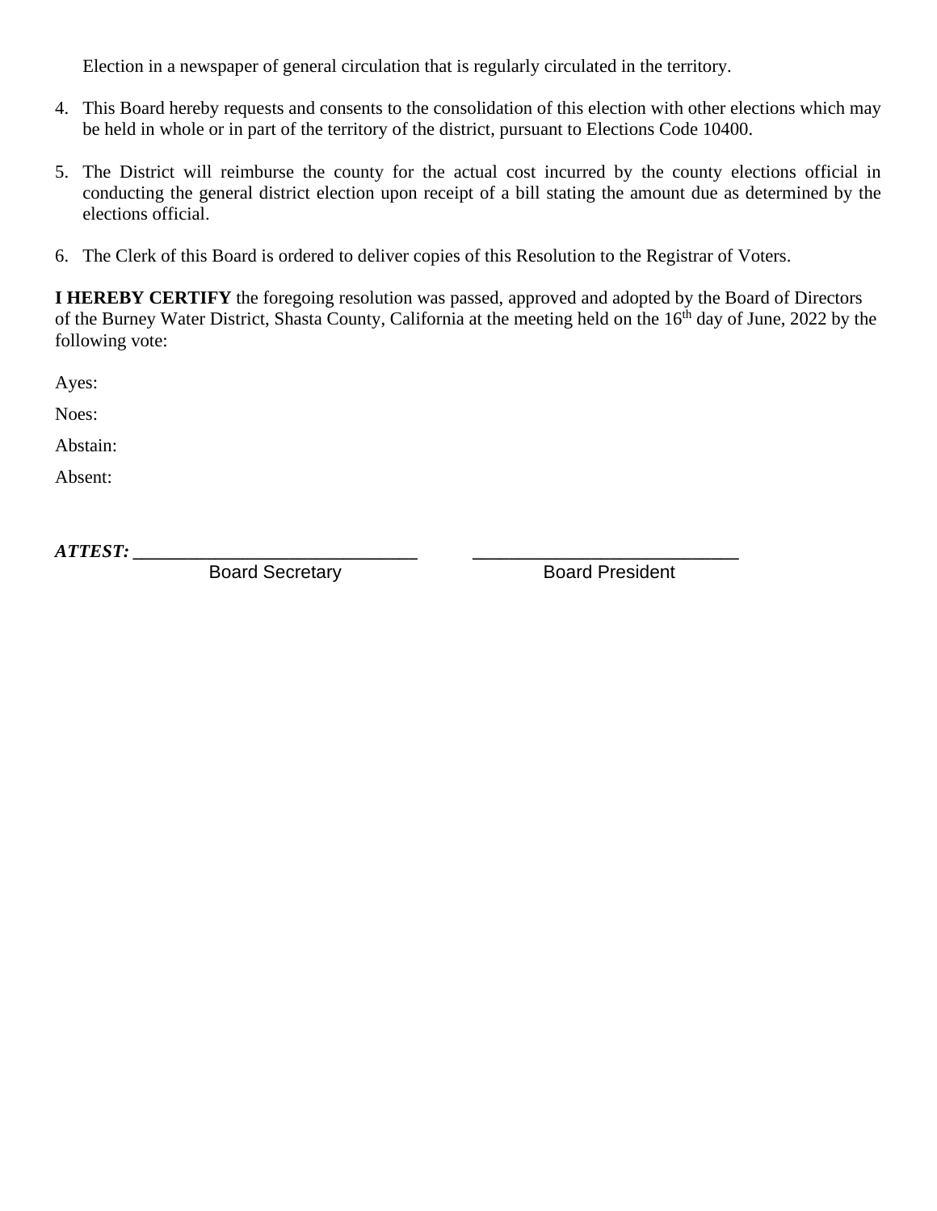Election in a newspaper of general circulation that is regularly circulated in the territory.

4. This Board hereby requests and consents to the consolidation of this election with other elections which may be held in whole or in part of the territory of the district, pursuant to Elections Code 10400.

5. The District will reimburse the county for the actual cost incurred by the county elections official in conducting the general district election upon receipt of a bill stating the amount due as determined by the elections official.

6. The Clerk of this Board is ordered to deliver copies of this Resolution to the Registrar of Voters.

**I HEREBY CERTIFY** the foregoing resolution was passed, approved and adopted by the Board of Directors of the Burney Water District, Shasta County, California at the meeting held on the 16th day of June, 2022 by the following vote:

Ayes:

Noes:

Abstain:

Absent:

***ATTEST:*** ______________________________ ____________________________

Board Secretary Board President